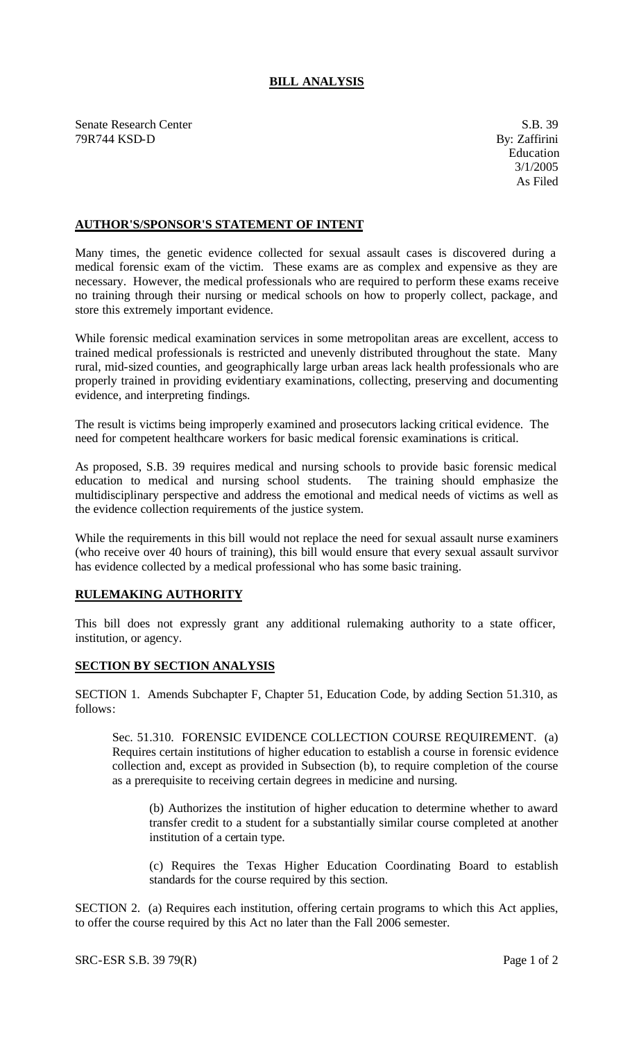# BILL ANALYSIS

Senate Research Center
79R744 KSD-D

S.B. 39
By: Zaffirini
Education
3/1/2005
As Filed

## AUTHOR'S/SPONSOR'S STATEMENT OF INTENT

Many times, the genetic evidence collected for sexual assault cases is discovered during a medical forensic exam of the victim. These exams are as complex and expensive as they are necessary. However, the medical professionals who are required to perform these exams receive no training through their nursing or medical schools on how to properly collect, package, and store this extremely important evidence.

While forensic medical examination services in some metropolitan areas are excellent, access to trained medical professionals is restricted and unevenly distributed throughout the state. Many rural, mid-sized counties, and geographically large urban areas lack health professionals who are properly trained in providing evidentiary examinations, collecting, preserving and documenting evidence, and interpreting findings.

The result is victims being improperly examined and prosecutors lacking critical evidence. The need for competent healthcare workers for basic medical forensic examinations is critical.

As proposed, S.B. 39 requires medical and nursing schools to provide basic forensic medical education to medical and nursing school students. The training should emphasize the multidisciplinary perspective and address the emotional and medical needs of victims as well as the evidence collection requirements of the justice system.

While the requirements in this bill would not replace the need for sexual assault nurse examiners (who receive over 40 hours of training), this bill would ensure that every sexual assault survivor has evidence collected by a medical professional who has some basic training.

## RULEMAKING AUTHORITY

This bill does not expressly grant any additional rulemaking authority to a state officer, institution, or agency.

## SECTION BY SECTION ANALYSIS

SECTION 1. Amends Subchapter F, Chapter 51, Education Code, by adding Section 51.310, as follows:

Sec. 51.310. FORENSIC EVIDENCE COLLECTION COURSE REQUIREMENT. (a) Requires certain institutions of higher education to establish a course in forensic evidence collection and, except as provided in Subsection (b), to require completion of the course as a prerequisite to receiving certain degrees in medicine and nursing.

(b) Authorizes the institution of higher education to determine whether to award transfer credit to a student for a substantially similar course completed at another institution of a certain type.

(c) Requires the Texas Higher Education Coordinating Board to establish standards for the course required by this section.

SECTION 2. (a) Requires each institution, offering certain programs to which this Act applies, to offer the course required by this Act no later than the Fall 2006 semester.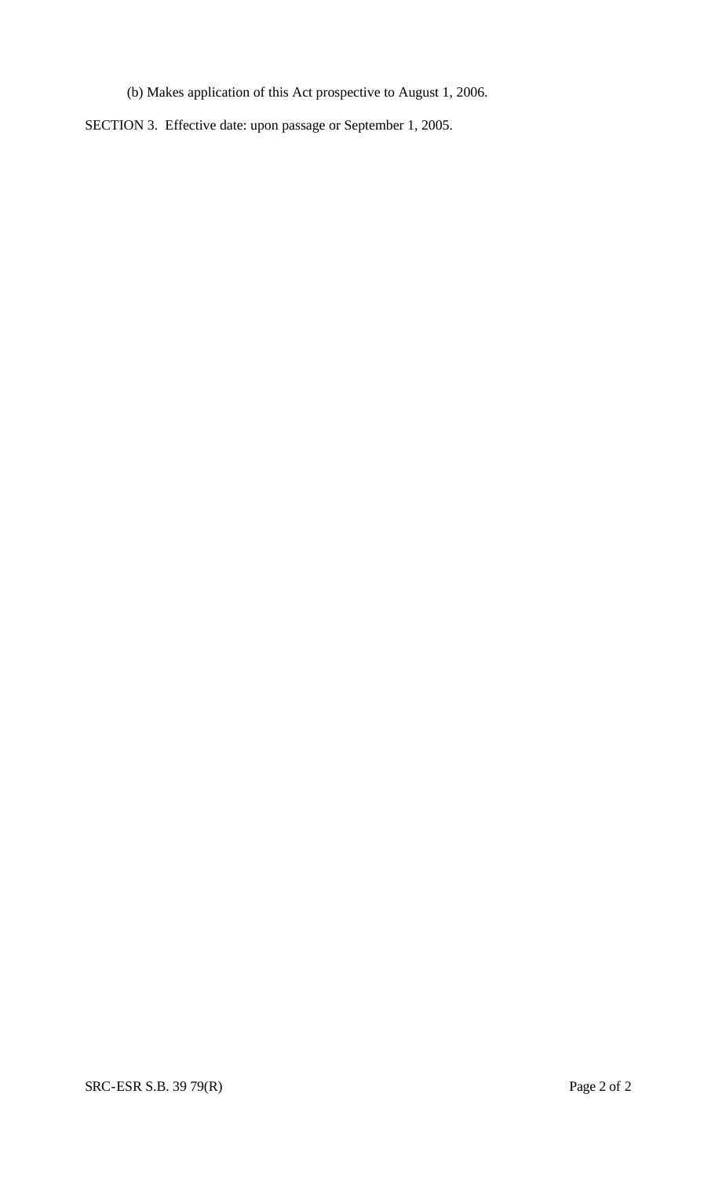(b) Makes application of this Act prospective to August 1, 2006.

SECTION 3. Effective date: upon passage or September 1, 2005.